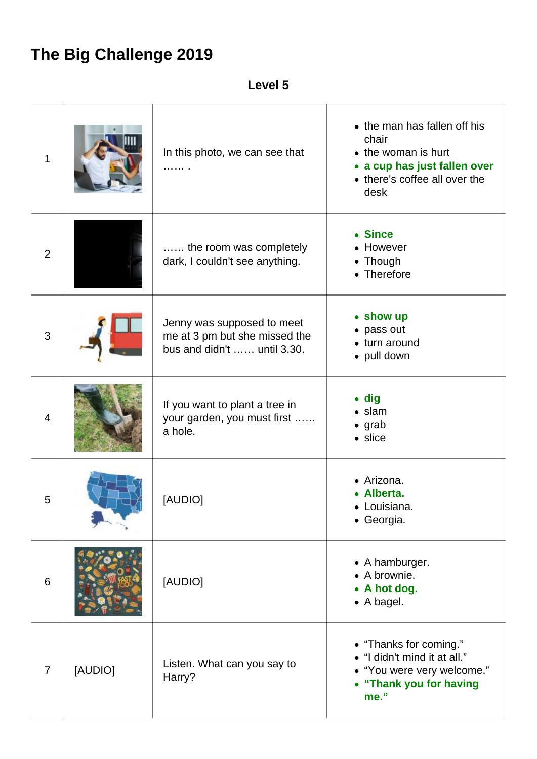# The Big Challenge 2019

## Level 5

| | | | |
|---|---|---|---|
| 1 | | In this photo, we can see that …… . | • the man has fallen off his chair<br>• the woman is hurt<br>• **a cup has just fallen over**<br>• there's coffee all over the desk |
| 2 | | …… the room was completely dark, I couldn't see anything. | • **Since**<br>• However<br>• Though<br>• Therefore |
| 3 | | Jenny was supposed to meet me at 3 pm but she missed the bus and didn't …… until 3.30. | • **show up**<br>• pass out<br>• turn around<br>• pull down |
| 4 | | If you want to plant a tree in your garden, you must first …… a hole. | • **dig**<br>• slam<br>• grab<br>• slice |
| 5 | | [AUDIO] | • Arizona.<br>• **Alberta.**<br>• Louisiana.<br>• Georgia. |
| 6 | | [AUDIO] | • A hamburger.<br>• A brownie.<br>• **A hot dog.**<br>• A bagel. |
| 7 | [AUDIO] | Listen. What can you say to Harry? | • "Thanks for coming."<br>• "I didn't mind it at all."<br>• "You were very welcome."<br>• **"Thank you for having me."** |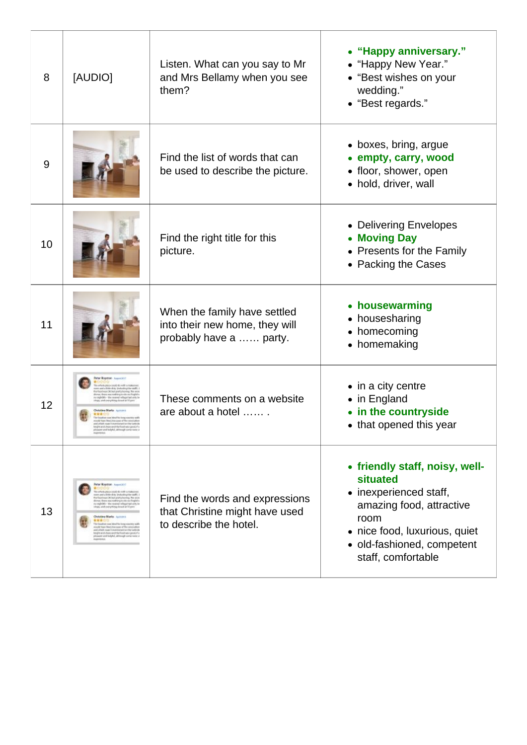| | | | |
|---|---|---|---|
| 8 | [AUDIO] | Listen. What can you say to Mr and Mrs Bellamy when you see them? | • **"Happy anniversary."**<br>• "Happy New Year."<br>• "Best wishes on your wedding."<br>• "Best regards." |
| 9 | | Find the list of words that can be used to describe the picture. | • boxes, bring, argue<br>• **empty, carry, wood**<br>• floor, shower, open<br>• hold, driver, wall |
| 10 | | Find the right title for this picture. | • Delivering Envelopes<br>• **Moving Day**<br>• Presents for the Family<br>• Packing the Cases |
| 11 | | When the family have settled into their new home, they will probably have a …… party. | • **housewarming**<br>• housesharing<br>• homecoming<br>• homemaking |
| 12 | | These comments on a website are about a hotel …… . | • in a city centre<br>• in England<br>• **in the countryside**<br>• that opened this year |
| 13 | | Find the words and expressions that Christine might have used to describe the hotel. | • **friendly staff, noisy, well-situated**<br>• inexperienced staff, amazing food, attractive room<br>• nice food, luxurious, quiet<br>• old-fashioned, competent staff, comfortable |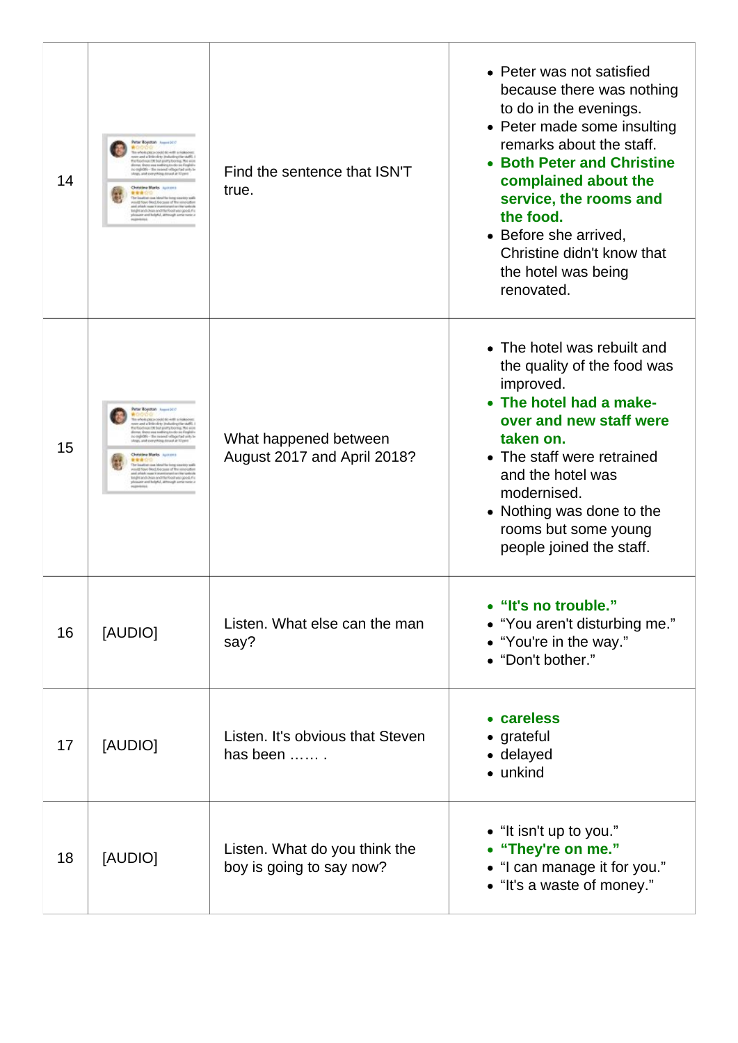| | | | |
|---|---|---|---|
| 14 | | Find the sentence that ISN'T true. | • Peter was not satisfied because there was nothing to do in the evenings.<br>• Peter made some insulting remarks about the staff.<br>• **Both Peter and Christine complained about the service, the rooms and the food.**<br>• Before she arrived, Christine didn't know that the hotel was being renovated. |
| 15 | | What happened between August 2017 and April 2018? | • The hotel was rebuilt and the quality of the food was improved.<br>• **The hotel had a make-over and new staff were taken on.**<br>• The staff were retrained and the hotel was modernised.<br>• Nothing was done to the rooms but some young people joined the staff. |
| 16 | [AUDIO] | Listen. What else can the man say? | • **“It's no trouble.”**<br>• “You aren't disturbing me.”<br>• “You're in the way.”<br>• “Don't bother.” |
| 17 | [AUDIO] | Listen. It's obvious that Steven has been …… . | • **careless**<br>• grateful<br>• delayed<br>• unkind |
| 18 | [AUDIO] | Listen. What do you think the boy is going to say now? | • “It isn't up to you.”<br>• **“They're on me.”**<br>• “I can manage it for you.”<br>• “It's a waste of money.” |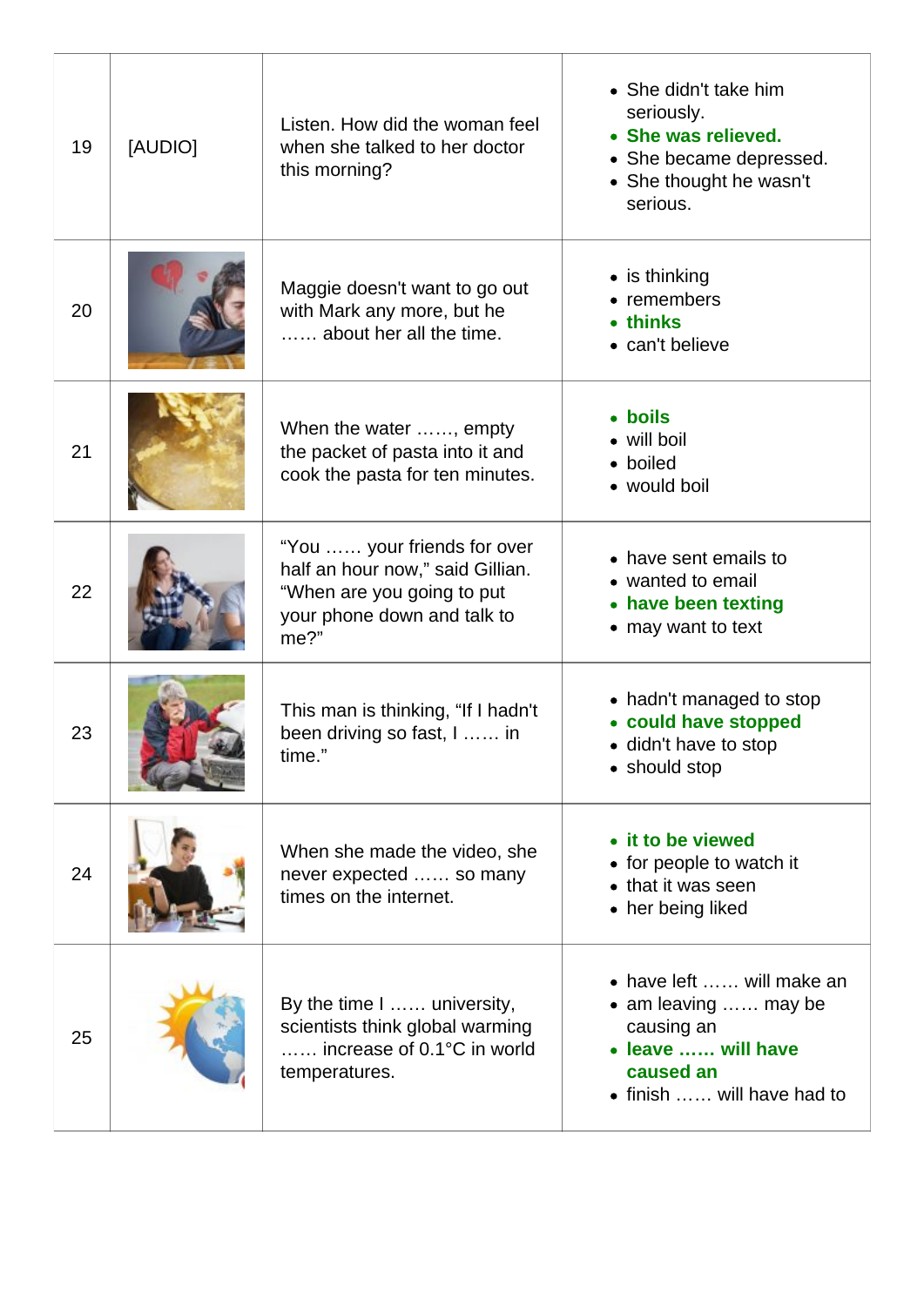| | | | |
|---|---|---|---|
| 19 | [AUDIO] | Listen. How did the woman feel when she talked to her doctor this morning? | • She didn't take him seriously.<br>• **She was relieved.**<br>• She became depressed.<br>• She thought he wasn't serious. |
| 20 | | Maggie doesn't want to go out with Mark any more, but he …… about her all the time. | • is thinking<br>• remembers<br>• **thinks**<br>• can't believe |
| 21 | | When the water ……, empty the packet of pasta into it and cook the pasta for ten minutes. | • **boils**<br>• will boil<br>• boiled<br>• would boil |
| 22 | | "You …… your friends for over half an hour now," said Gillian. "When are you going to put your phone down and talk to me?" | • have sent emails to<br>• wanted to email<br>• **have been texting**<br>• may want to text |
| 23 | | This man is thinking, "If I hadn't been driving so fast, I …… in time." | • hadn't managed to stop<br>• **could have stopped**<br>• didn't have to stop<br>• should stop |
| 24 | | When she made the video, she never expected …… so many times on the internet. | • **it to be viewed**<br>• for people to watch it<br>• that it was seen<br>• her being liked |
| 25 | | By the time I …… university, scientists think global warming …… increase of 0.1°C in world temperatures. | • have left …… will make an<br>• am leaving …… may be causing an<br>• **leave …… will have caused an**<br>• finish …… will have had to |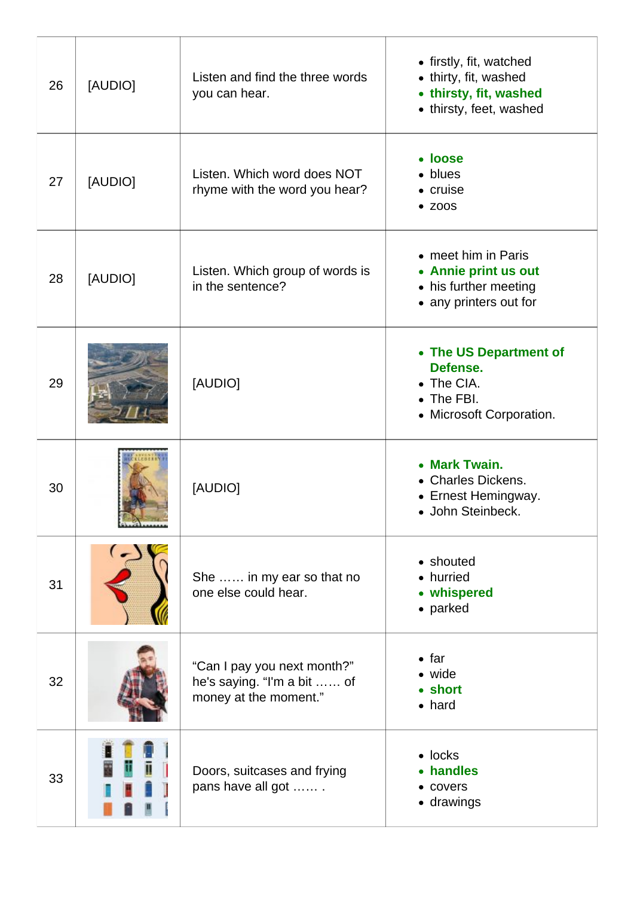| | | | |
|---|---|---|---|
| 26 | [AUDIO] | Listen and find the three words you can hear. | • firstly, fit, watched<br>• thirty, fit, washed<br>• **thirsty, fit, washed**<br>• thirsty, feet, washed |
| 27 | [AUDIO] | Listen. Which word does NOT rhyme with the word you hear? | • **loose**<br>• blues<br>• cruise<br>• zoos |
| 28 | [AUDIO] | Listen. Which group of words is in the sentence? | • meet him in Paris<br>• **Annie print us out**<br>• his further meeting<br>• any printers out for |
| 29 | | [AUDIO] | • **The US Department of Defense.**<br>• The CIA.<br>• The FBI.<br>• Microsoft Corporation. |
| 30 | | [AUDIO] | • **Mark Twain.**<br>• Charles Dickens.<br>• Ernest Hemingway.<br>• John Steinbeck. |
| 31 | | She …… in my ear so that no one else could hear. | • shouted<br>• hurried<br>• **whispered**<br>• parked |
| 32 | | "Can I pay you next month?" he's saying. "I'm a bit …… of money at the moment." | • far<br>• wide<br>• **short**<br>• hard |
| 33 | | Doors, suitcases and frying pans have all got …… . | • locks<br>• **handles**<br>• covers<br>• drawings |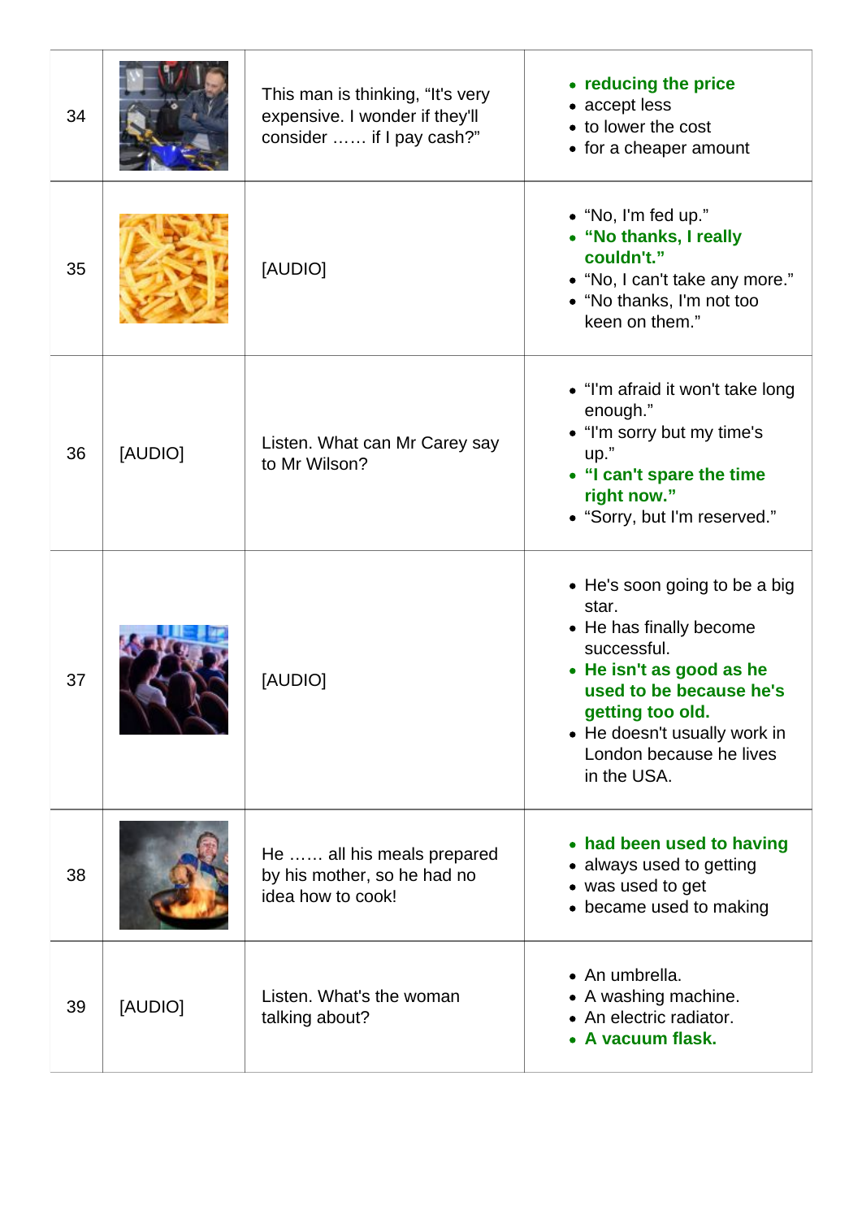| | | | |
|---|---|---|---|
| 34 | | This man is thinking, "It's very expensive. I wonder if they'll consider …… if I pay cash?" | • **reducing the price**<br>• accept less<br>• to lower the cost<br>• for a cheaper amount |
| 35 | | [AUDIO] | • "No, I'm fed up."<br>• **"No thanks, I really couldn't."**<br>• "No, I can't take any more."<br>• "No thanks, I'm not too keen on them." |
| 36 | [AUDIO] | Listen. What can Mr Carey say to Mr Wilson? | • "I'm afraid it won't take long enough."<br>• "I'm sorry but my time's up."<br>• **"I can't spare the time right now."**<br>• "Sorry, but I'm reserved." |
| 37 | | [AUDIO] | • He's soon going to be a big star.<br>• He has finally become successful.<br>• **He isn't as good as he used to be because he's getting too old.**<br>• He doesn't usually work in London because he lives in the USA. |
| 38 | | He …… all his meals prepared by his mother, so he had no idea how to cook! | • **had been used to having**<br>• always used to getting<br>• was used to get<br>• became used to making |
| 39 | [AUDIO] | Listen. What's the woman talking about? | • An umbrella.<br>• A washing machine.<br>• An electric radiator.<br>• **A vacuum flask.** |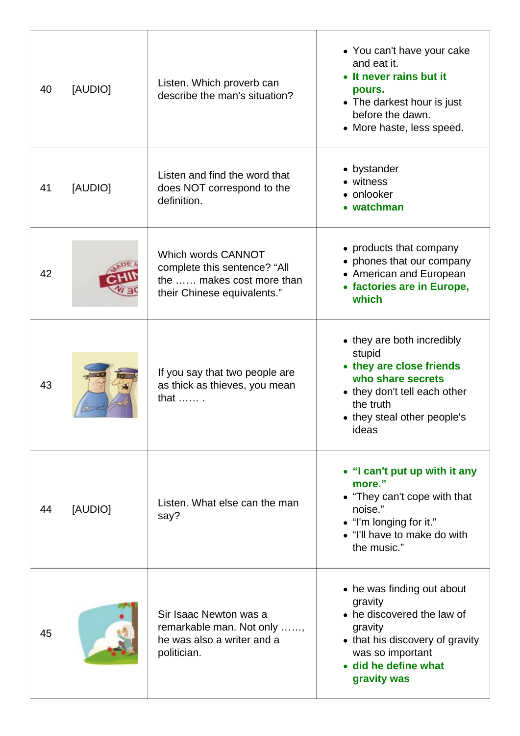| | | | |
|---|---|---|---|
| 40 | [AUDIO] | Listen. Which proverb can describe the man's situation? | • You can't have your cake and eat it.<br>• **It never rains but it pours.**<br>• The darkest hour is just before the dawn.<br>• More haste, less speed. |
| 41 | [AUDIO] | Listen and find the word that does NOT correspond to the definition. | • bystander<br>• witness<br>• onlooker<br>• **watchman** |
| 42 | | Which words CANNOT complete this sentence? "All the …… makes cost more than their Chinese equivalents." | • products that company<br>• phones that our company<br>• American and European<br>• **factories are in Europe, which** |
| 43 | | If you say that two people are as thick as thieves, you mean that …… . | • they are both incredibly stupid<br>• **they are close friends who share secrets**<br>• they don't tell each other the truth<br>• they steal other people's ideas |
| 44 | [AUDIO] | Listen. What else can the man say? | • **"I can't put up with it any more."**<br>• "They can't cope with that noise."<br>• "I'm longing for it."<br>• "I'll have to make do with the music." |
| 45 | | Sir Isaac Newton was a remarkable man. Not only ……, he was also a writer and a politician. | • he was finding out about gravity<br>• he discovered the law of gravity<br>• that his discovery of gravity was so important<br>• **did he define what gravity was** |